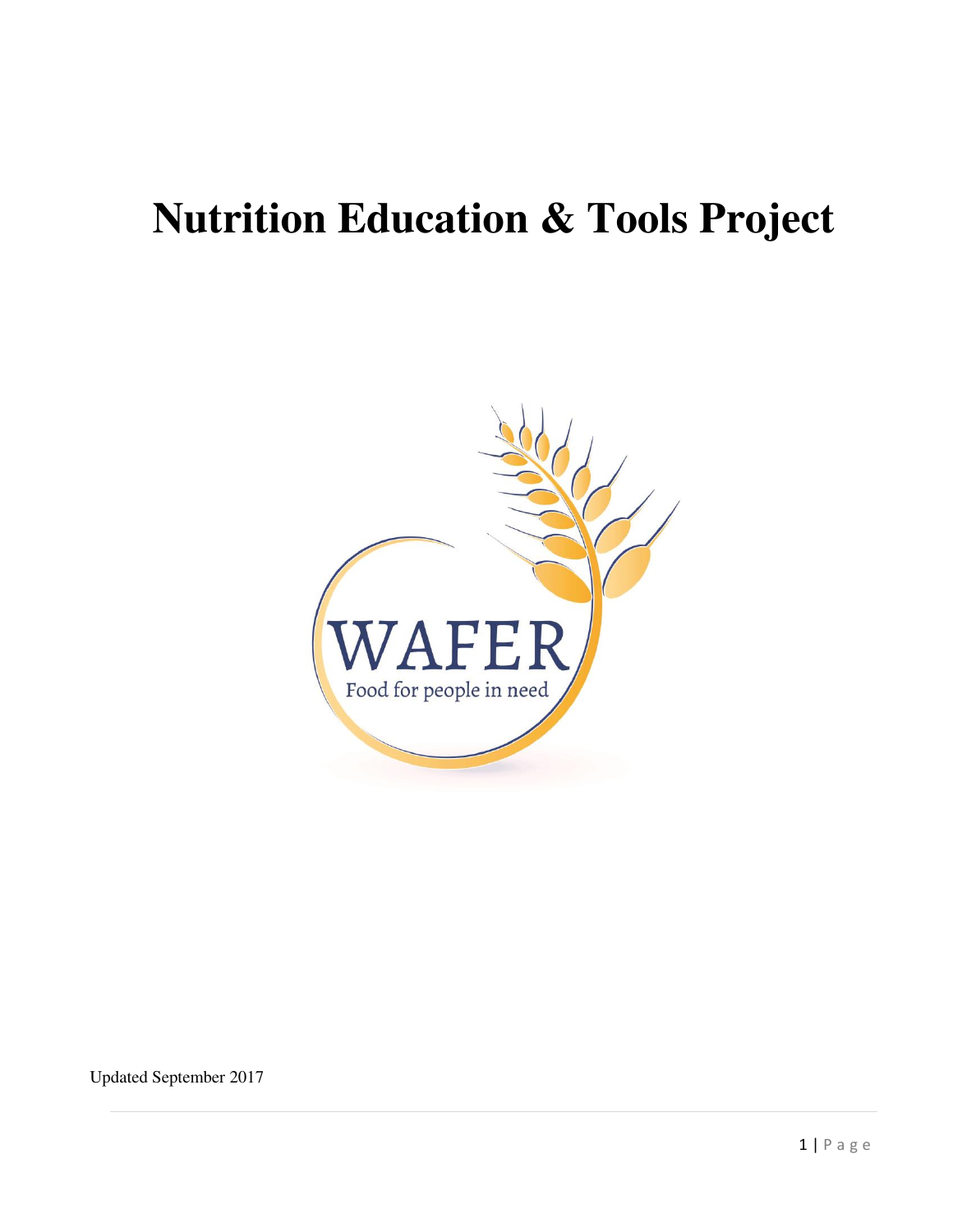# Nutrition Education & Tools Project

WAFER

Food for people in need

Updated September 2017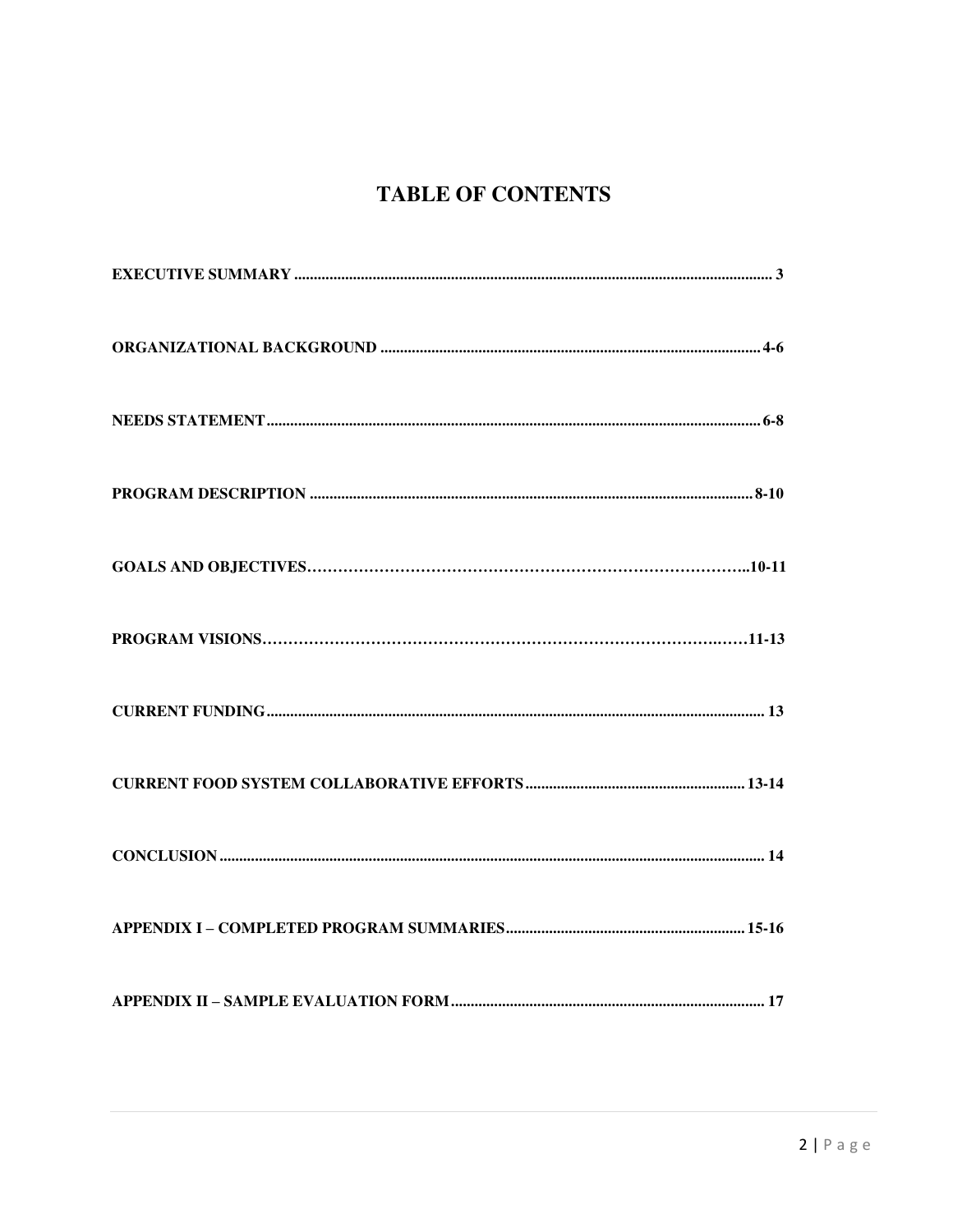# TABLE OF CONTENTS

| Section | Page |
|---|---|
| **EXECUTIVE SUMMARY** | **3** |
| **ORGANIZATIONAL BACKGROUND** | **4-6** |
| **NEEDS STATEMENT** | **6-8** |
| **PROGRAM DESCRIPTION** | **8-10** |
| **GOALS AND OBJECTIVES** | **10-11** |
| **PROGRAM VISIONS** | **11-13** |
| **CURRENT FUNDING** | **13** |
| **CURRENT FOOD SYSTEM COLLABORATIVE EFFORTS** | **13-14** |
| **CONCLUSION** | **14** |
| **APPENDIX I – COMPLETED PROGRAM SUMMARIES** | **15-16** |
| **APPENDIX II – SAMPLE EVALUATION FORM** | **17** |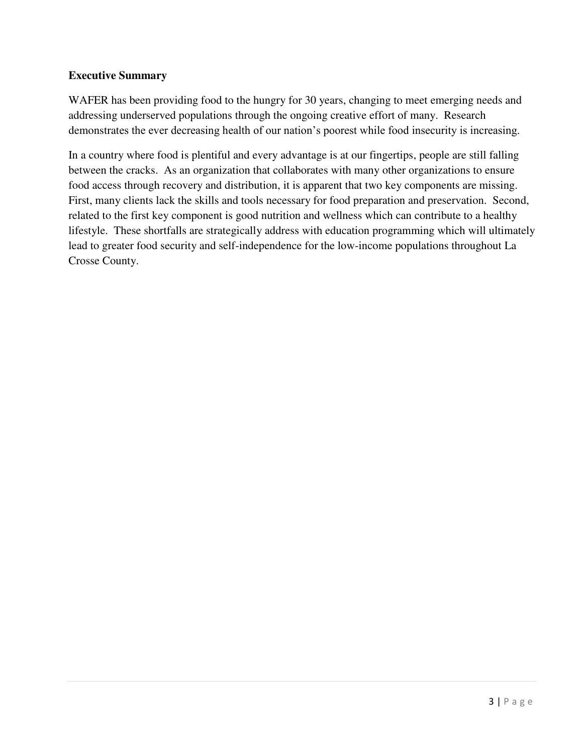**Executive Summary**

WAFER has been providing food to the hungry for 30 years, changing to meet emerging needs and addressing underserved populations through the ongoing creative effort of many. Research demonstrates the ever decreasing health of our nation's poorest while food insecurity is increasing.

In a country where food is plentiful and every advantage is at our fingertips, people are still falling between the cracks. As an organization that collaborates with many other organizations to ensure food access through recovery and distribution, it is apparent that two key components are missing. First, many clients lack the skills and tools necessary for food preparation and preservation. Second, related to the first key component is good nutrition and wellness which can contribute to a healthy lifestyle. These shortfalls are strategically address with education programming which will ultimately lead to greater food security and self-independence for the low-income populations throughout La Crosse County.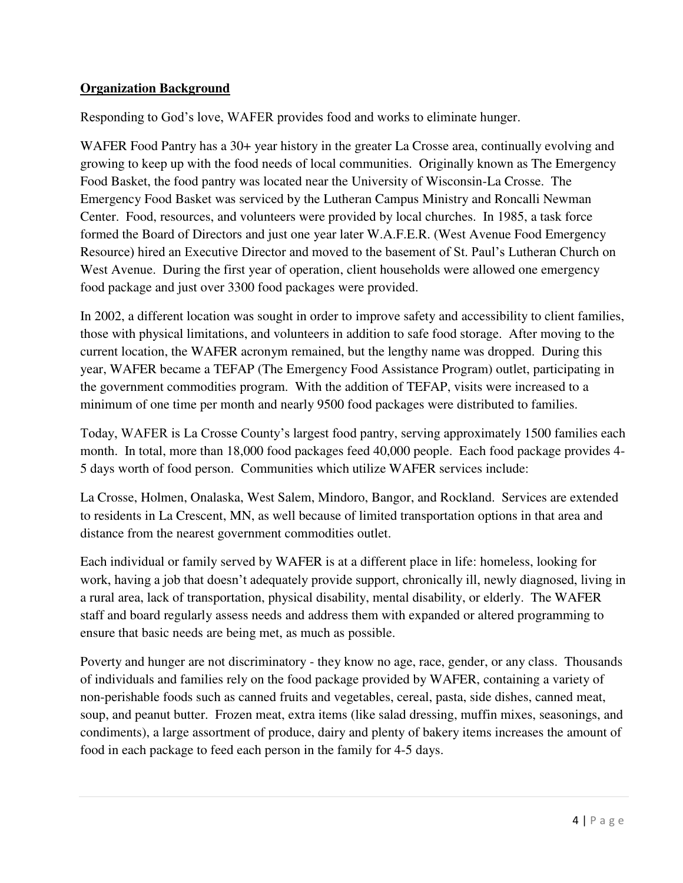**Organization Background**

Responding to God's love, WAFER provides food and works to eliminate hunger.

WAFER Food Pantry has a 30+ year history in the greater La Crosse area, continually evolving and growing to keep up with the food needs of local communities. Originally known as The Emergency Food Basket, the food pantry was located near the University of Wisconsin-La Crosse. The Emergency Food Basket was serviced by the Lutheran Campus Ministry and Roncalli Newman Center. Food, resources, and volunteers were provided by local churches. In 1985, a task force formed the Board of Directors and just one year later W.A.F.E.R. (West Avenue Food Emergency Resource) hired an Executive Director and moved to the basement of St. Paul's Lutheran Church on West Avenue. During the first year of operation, client households were allowed one emergency food package and just over 3300 food packages were provided.

In 2002, a different location was sought in order to improve safety and accessibility to client families, those with physical limitations, and volunteers in addition to safe food storage. After moving to the current location, the WAFER acronym remained, but the lengthy name was dropped. During this year, WAFER became a TEFAP (The Emergency Food Assistance Program) outlet, participating in the government commodities program. With the addition of TEFAP, visits were increased to a minimum of one time per month and nearly 9500 food packages were distributed to families.

Today, WAFER is La Crosse County's largest food pantry, serving approximately 1500 families each month. In total, more than 18,000 food packages feed 40,000 people. Each food package provides 4-5 days worth of food person. Communities which utilize WAFER services include:

La Crosse, Holmen, Onalaska, West Salem, Mindoro, Bangor, and Rockland. Services are extended to residents in La Crescent, MN, as well because of limited transportation options in that area and distance from the nearest government commodities outlet.

Each individual or family served by WAFER is at a different place in life: homeless, looking for work, having a job that doesn't adequately provide support, chronically ill, newly diagnosed, living in a rural area, lack of transportation, physical disability, mental disability, or elderly. The WAFER staff and board regularly assess needs and address them with expanded or altered programming to ensure that basic needs are being met, as much as possible.

Poverty and hunger are not discriminatory - they know no age, race, gender, or any class. Thousands of individuals and families rely on the food package provided by WAFER, containing a variety of non-perishable foods such as canned fruits and vegetables, cereal, pasta, side dishes, canned meat, soup, and peanut butter. Frozen meat, extra items (like salad dressing, muffin mixes, seasonings, and condiments), a large assortment of produce, dairy and plenty of bakery items increases the amount of food in each package to feed each person in the family for 4-5 days.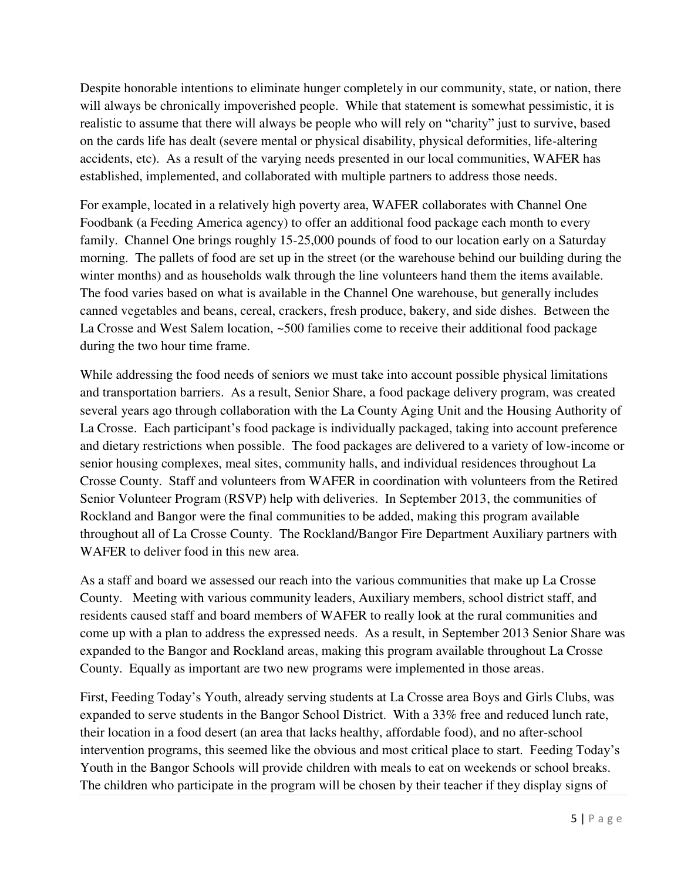Despite honorable intentions to eliminate hunger completely in our community, state, or nation, there will always be chronically impoverished people. While that statement is somewhat pessimistic, it is realistic to assume that there will always be people who will rely on "charity" just to survive, based on the cards life has dealt (severe mental or physical disability, physical deformities, life-altering accidents, etc). As a result of the varying needs presented in our local communities, WAFER has established, implemented, and collaborated with multiple partners to address those needs.

For example, located in a relatively high poverty area, WAFER collaborates with Channel One Foodbank (a Feeding America agency) to offer an additional food package each month to every family. Channel One brings roughly 15-25,000 pounds of food to our location early on a Saturday morning. The pallets of food are set up in the street (or the warehouse behind our building during the winter months) and as households walk through the line volunteers hand them the items available. The food varies based on what is available in the Channel One warehouse, but generally includes canned vegetables and beans, cereal, crackers, fresh produce, bakery, and side dishes. Between the La Crosse and West Salem location, ~500 families come to receive their additional food package during the two hour time frame.

While addressing the food needs of seniors we must take into account possible physical limitations and transportation barriers. As a result, Senior Share, a food package delivery program, was created several years ago through collaboration with the La County Aging Unit and the Housing Authority of La Crosse. Each participant's food package is individually packaged, taking into account preference and dietary restrictions when possible. The food packages are delivered to a variety of low-income or senior housing complexes, meal sites, community halls, and individual residences throughout La Crosse County. Staff and volunteers from WAFER in coordination with volunteers from the Retired Senior Volunteer Program (RSVP) help with deliveries. In September 2013, the communities of Rockland and Bangor were the final communities to be added, making this program available throughout all of La Crosse County. The Rockland/Bangor Fire Department Auxiliary partners with WAFER to deliver food in this new area.

As a staff and board we assessed our reach into the various communities that make up La Crosse County. Meeting with various community leaders, Auxiliary members, school district staff, and residents caused staff and board members of WAFER to really look at the rural communities and come up with a plan to address the expressed needs. As a result, in September 2013 Senior Share was expanded to the Bangor and Rockland areas, making this program available throughout La Crosse County. Equally as important are two new programs were implemented in those areas.

First, Feeding Today's Youth, already serving students at La Crosse area Boys and Girls Clubs, was expanded to serve students in the Bangor School District. With a 33% free and reduced lunch rate, their location in a food desert (an area that lacks healthy, affordable food), and no after-school intervention programs, this seemed like the obvious and most critical place to start. Feeding Today's Youth in the Bangor Schools will provide children with meals to eat on weekends or school breaks. The children who participate in the program will be chosen by their teacher if they display signs of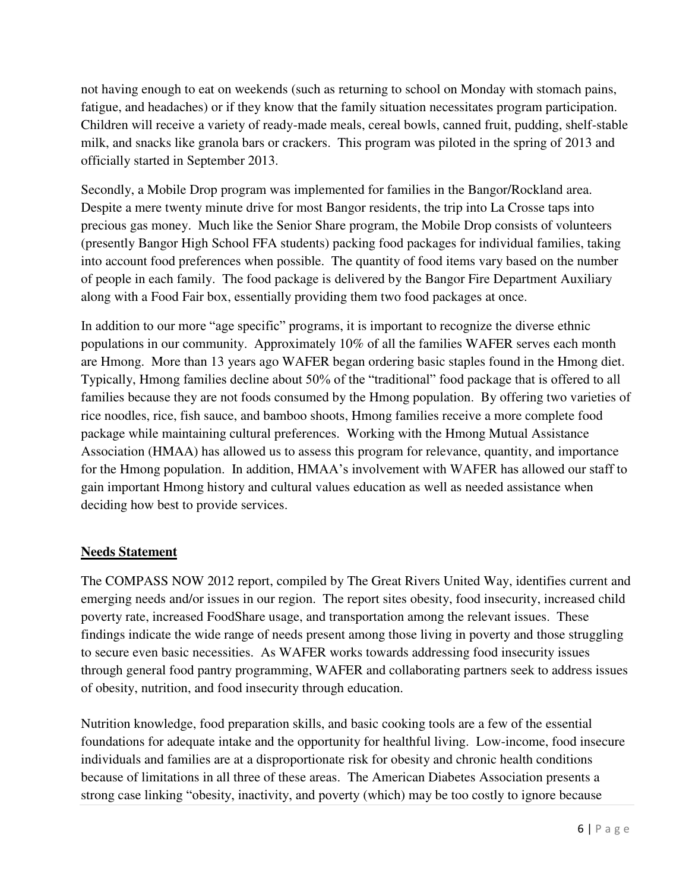not having enough to eat on weekends (such as returning to school on Monday with stomach pains, fatigue, and headaches) or if they know that the family situation necessitates program participation. Children will receive a variety of ready-made meals, cereal bowls, canned fruit, pudding, shelf-stable milk, and snacks like granola bars or crackers. This program was piloted in the spring of 2013 and officially started in September 2013.

Secondly, a Mobile Drop program was implemented for families in the Bangor/Rockland area. Despite a mere twenty minute drive for most Bangor residents, the trip into La Crosse taps into precious gas money. Much like the Senior Share program, the Mobile Drop consists of volunteers (presently Bangor High School FFA students) packing food packages for individual families, taking into account food preferences when possible. The quantity of food items vary based on the number of people in each family. The food package is delivered by the Bangor Fire Department Auxiliary along with a Food Fair box, essentially providing them two food packages at once.

In addition to our more "age specific" programs, it is important to recognize the diverse ethnic populations in our community. Approximately 10% of all the families WAFER serves each month are Hmong. More than 13 years ago WAFER began ordering basic staples found in the Hmong diet. Typically, Hmong families decline about 50% of the "traditional" food package that is offered to all families because they are not foods consumed by the Hmong population. By offering two varieties of rice noodles, rice, fish sauce, and bamboo shoots, Hmong families receive a more complete food package while maintaining cultural preferences. Working with the Hmong Mutual Assistance Association (HMAA) has allowed us to assess this program for relevance, quantity, and importance for the Hmong population. In addition, HMAA's involvement with WAFER has allowed our staff to gain important Hmong history and cultural values education as well as needed assistance when deciding how best to provide services.

## **Needs Statement**

The COMPASS NOW 2012 report, compiled by The Great Rivers United Way, identifies current and emerging needs and/or issues in our region. The report sites obesity, food insecurity, increased child poverty rate, increased FoodShare usage, and transportation among the relevant issues. These findings indicate the wide range of needs present among those living in poverty and those struggling to secure even basic necessities. As WAFER works towards addressing food insecurity issues through general food pantry programming, WAFER and collaborating partners seek to address issues of obesity, nutrition, and food insecurity through education.

Nutrition knowledge, food preparation skills, and basic cooking tools are a few of the essential foundations for adequate intake and the opportunity for healthful living. Low-income, food insecure individuals and families are at a disproportionate risk for obesity and chronic health conditions because of limitations in all three of these areas. The American Diabetes Association presents a strong case linking "obesity, inactivity, and poverty (which) may be too costly to ignore because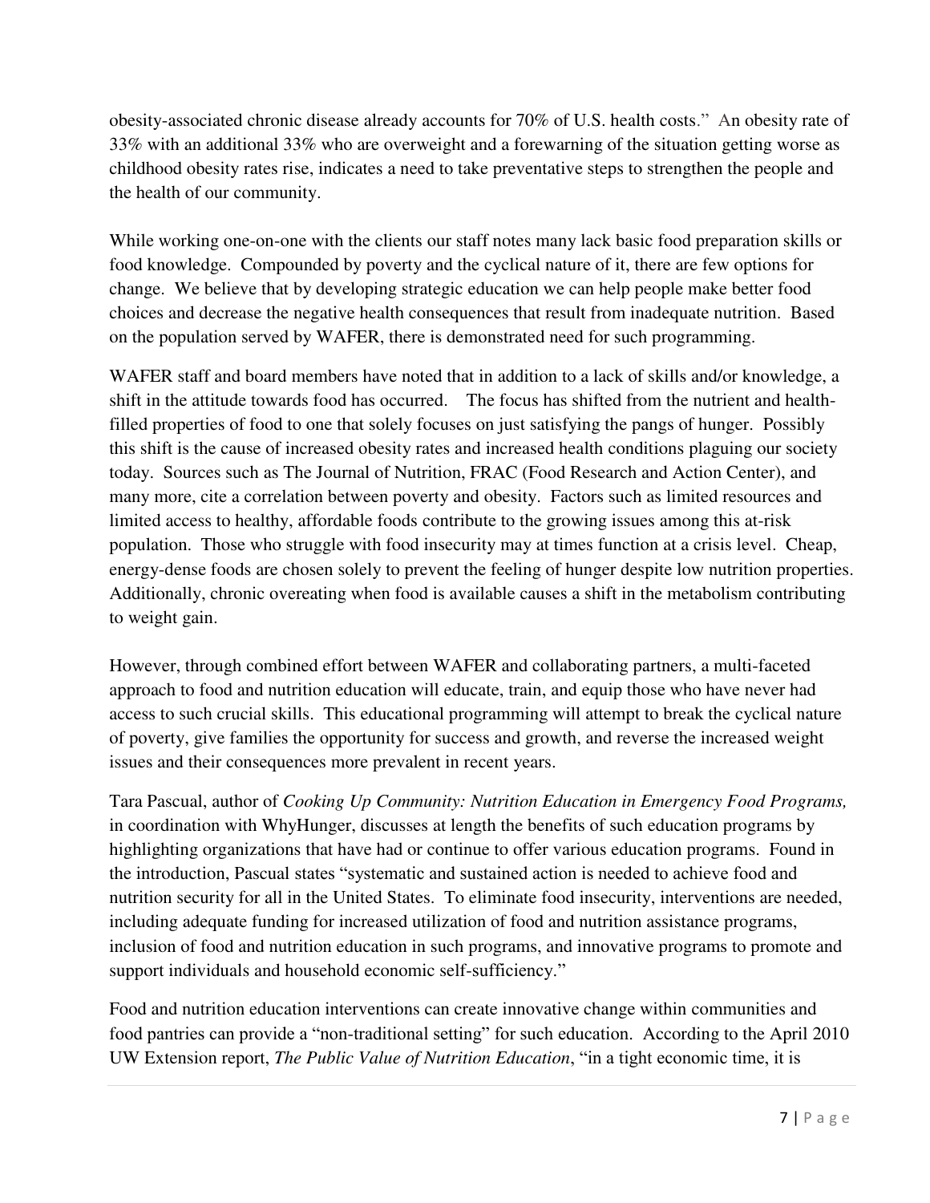obesity-associated chronic disease already accounts for 70% of U.S. health costs." An obesity rate of 33% with an additional 33% who are overweight and a forewarning of the situation getting worse as childhood obesity rates rise, indicates a need to take preventative steps to strengthen the people and the health of our community.

While working one-on-one with the clients our staff notes many lack basic food preparation skills or food knowledge. Compounded by poverty and the cyclical nature of it, there are few options for change. We believe that by developing strategic education we can help people make better food choices and decrease the negative health consequences that result from inadequate nutrition. Based on the population served by WAFER, there is demonstrated need for such programming.

WAFER staff and board members have noted that in addition to a lack of skills and/or knowledge, a shift in the attitude towards food has occurred. The focus has shifted from the nutrient and health-filled properties of food to one that solely focuses on just satisfying the pangs of hunger. Possibly this shift is the cause of increased obesity rates and increased health conditions plaguing our society today. Sources such as The Journal of Nutrition, FRAC (Food Research and Action Center), and many more, cite a correlation between poverty and obesity. Factors such as limited resources and limited access to healthy, affordable foods contribute to the growing issues among this at-risk population. Those who struggle with food insecurity may at times function at a crisis level. Cheap, energy-dense foods are chosen solely to prevent the feeling of hunger despite low nutrition properties. Additionally, chronic overeating when food is available causes a shift in the metabolism contributing to weight gain.

However, through combined effort between WAFER and collaborating partners, a multi-faceted approach to food and nutrition education will educate, train, and equip those who have never had access to such crucial skills. This educational programming will attempt to break the cyclical nature of poverty, give families the opportunity for success and growth, and reverse the increased weight issues and their consequences more prevalent in recent years.

Tara Pascual, author of *Cooking Up Community: Nutrition Education in Emergency Food Programs,* in coordination with WhyHunger, discusses at length the benefits of such education programs by highlighting organizations that have had or continue to offer various education programs. Found in the introduction, Pascual states "systematic and sustained action is needed to achieve food and nutrition security for all in the United States. To eliminate food insecurity, interventions are needed, including adequate funding for increased utilization of food and nutrition assistance programs, inclusion of food and nutrition education in such programs, and innovative programs to promote and support individuals and household economic self-sufficiency."

Food and nutrition education interventions can create innovative change within communities and food pantries can provide a "non-traditional setting" for such education. According to the April 2010 UW Extension report, *The Public Value of Nutrition Education*, "in a tight economic time, it is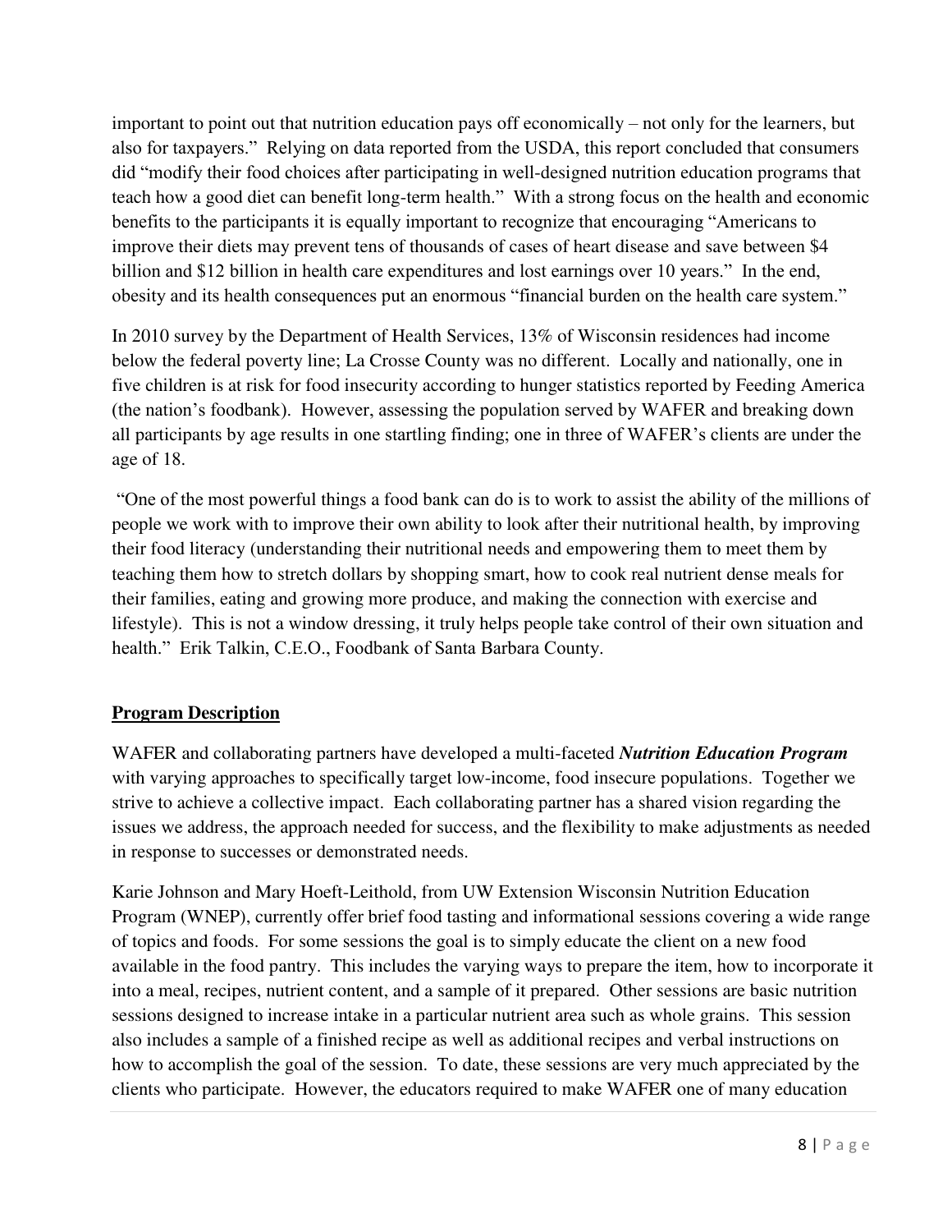important to point out that nutrition education pays off economically – not only for the learners, but also for taxpayers." Relying on data reported from the USDA, this report concluded that consumers did "modify their food choices after participating in well-designed nutrition education programs that teach how a good diet can benefit long-term health." With a strong focus on the health and economic benefits to the participants it is equally important to recognize that encouraging "Americans to improve their diets may prevent tens of thousands of cases of heart disease and save between $4 billion and $12 billion in health care expenditures and lost earnings over 10 years." In the end, obesity and its health consequences put an enormous "financial burden on the health care system."

In 2010 survey by the Department of Health Services, 13% of Wisconsin residences had income below the federal poverty line; La Crosse County was no different. Locally and nationally, one in five children is at risk for food insecurity according to hunger statistics reported by Feeding America (the nation's foodbank). However, assessing the population served by WAFER and breaking down all participants by age results in one startling finding; one in three of WAFER's clients are under the age of 18.

"One of the most powerful things a food bank can do is to work to assist the ability of the millions of people we work with to improve their own ability to look after their nutritional health, by improving their food literacy (understanding their nutritional needs and empowering them to meet them by teaching them how to stretch dollars by shopping smart, how to cook real nutrient dense meals for their families, eating and growing more produce, and making the connection with exercise and lifestyle). This is not a window dressing, it truly helps people take control of their own situation and health." Erik Talkin, C.E.O., Foodbank of Santa Barbara County.

## Program Description

WAFER and collaborating partners have developed a multi-faceted ***Nutrition Education Program*** with varying approaches to specifically target low-income, food insecure populations. Together we strive to achieve a collective impact. Each collaborating partner has a shared vision regarding the issues we address, the approach needed for success, and the flexibility to make adjustments as needed in response to successes or demonstrated needs.

Karie Johnson and Mary Hoeft-Leithold, from UW Extension Wisconsin Nutrition Education Program (WNEP), currently offer brief food tasting and informational sessions covering a wide range of topics and foods. For some sessions the goal is to simply educate the client on a new food available in the food pantry. This includes the varying ways to prepare the item, how to incorporate it into a meal, recipes, nutrient content, and a sample of it prepared. Other sessions are basic nutrition sessions designed to increase intake in a particular nutrient area such as whole grains. This session also includes a sample of a finished recipe as well as additional recipes and verbal instructions on how to accomplish the goal of the session. To date, these sessions are very much appreciated by the clients who participate. However, the educators required to make WAFER one of many education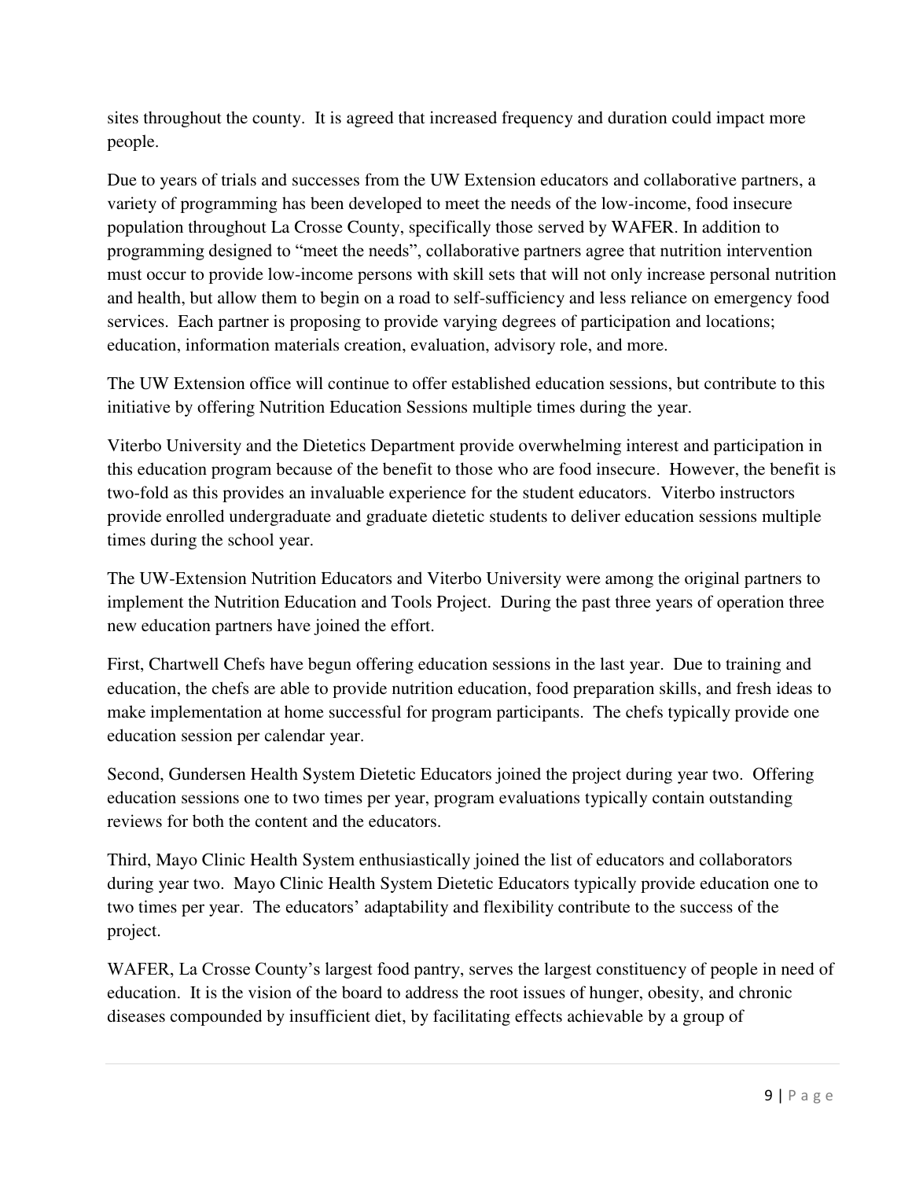sites throughout the county. It is agreed that increased frequency and duration could impact more people.

Due to years of trials and successes from the UW Extension educators and collaborative partners, a variety of programming has been developed to meet the needs of the low-income, food insecure population throughout La Crosse County, specifically those served by WAFER. In addition to programming designed to "meet the needs", collaborative partners agree that nutrition intervention must occur to provide low-income persons with skill sets that will not only increase personal nutrition and health, but allow them to begin on a road to self-sufficiency and less reliance on emergency food services. Each partner is proposing to provide varying degrees of participation and locations; education, information materials creation, evaluation, advisory role, and more.

The UW Extension office will continue to offer established education sessions, but contribute to this initiative by offering Nutrition Education Sessions multiple times during the year.

Viterbo University and the Dietetics Department provide overwhelming interest and participation in this education program because of the benefit to those who are food insecure. However, the benefit is two-fold as this provides an invaluable experience for the student educators. Viterbo instructors provide enrolled undergraduate and graduate dietetic students to deliver education sessions multiple times during the school year.

The UW-Extension Nutrition Educators and Viterbo University were among the original partners to implement the Nutrition Education and Tools Project. During the past three years of operation three new education partners have joined the effort.

First, Chartwell Chefs have begun offering education sessions in the last year. Due to training and education, the chefs are able to provide nutrition education, food preparation skills, and fresh ideas to make implementation at home successful for program participants. The chefs typically provide one education session per calendar year.

Second, Gundersen Health System Dietetic Educators joined the project during year two. Offering education sessions one to two times per year, program evaluations typically contain outstanding reviews for both the content and the educators.

Third, Mayo Clinic Health System enthusiastically joined the list of educators and collaborators during year two. Mayo Clinic Health System Dietetic Educators typically provide education one to two times per year. The educators' adaptability and flexibility contribute to the success of the project.

WAFER, La Crosse County's largest food pantry, serves the largest constituency of people in need of education. It is the vision of the board to address the root issues of hunger, obesity, and chronic diseases compounded by insufficient diet, by facilitating effects achievable by a group of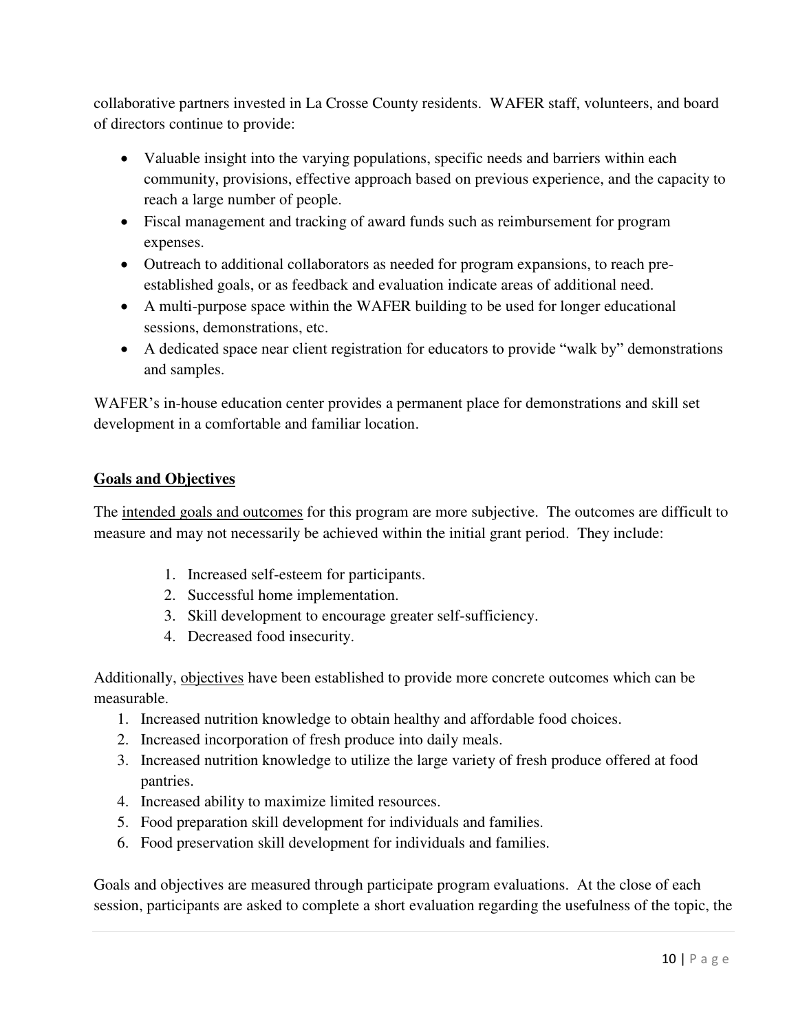collaborative partners invested in La Crosse County residents. WAFER staff, volunteers, and board of directors continue to provide:

- Valuable insight into the varying populations, specific needs and barriers within each community, provisions, effective approach based on previous experience, and the capacity to reach a large number of people.
- Fiscal management and tracking of award funds such as reimbursement for program expenses.
- Outreach to additional collaborators as needed for program expansions, to reach pre-established goals, or as feedback and evaluation indicate areas of additional need.
- A multi-purpose space within the WAFER building to be used for longer educational sessions, demonstrations, etc.
- A dedicated space near client registration for educators to provide "walk by" demonstrations and samples.

WAFER's in-house education center provides a permanent place for demonstrations and skill set development in a comfortable and familiar location.

## Goals and Objectives

The intended goals and outcomes for this program are more subjective. The outcomes are difficult to measure and may not necessarily be achieved within the initial grant period. They include:

1. Increased self-esteem for participants.
2. Successful home implementation.
3. Skill development to encourage greater self-sufficiency.
4. Decreased food insecurity.

Additionally, objectives have been established to provide more concrete outcomes which can be measurable.

1. Increased nutrition knowledge to obtain healthy and affordable food choices.
2. Increased incorporation of fresh produce into daily meals.
3. Increased nutrition knowledge to utilize the large variety of fresh produce offered at food pantries.
4. Increased ability to maximize limited resources.
5. Food preparation skill development for individuals and families.
6. Food preservation skill development for individuals and families.

Goals and objectives are measured through participate program evaluations. At the close of each session, participants are asked to complete a short evaluation regarding the usefulness of the topic, the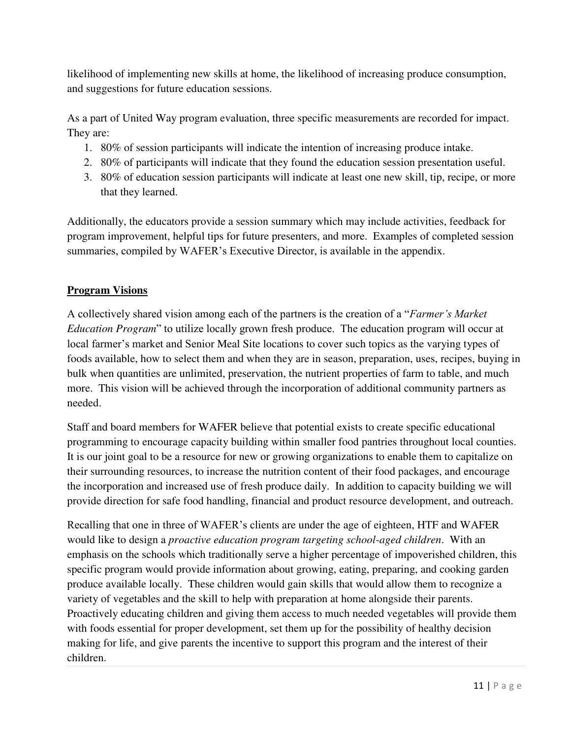likelihood of implementing new skills at home, the likelihood of increasing produce consumption, and suggestions for future education sessions.

As a part of United Way program evaluation, three specific measurements are recorded for impact. They are:

1. 80% of session participants will indicate the intention of increasing produce intake.
2. 80% of participants will indicate that they found the education session presentation useful.
3. 80% of education session participants will indicate at least one new skill, tip, recipe, or more that they learned.

Additionally, the educators provide a session summary which may include activities, feedback for program improvement, helpful tips for future presenters, and more. Examples of completed session summaries, compiled by WAFER's Executive Director, is available in the appendix.

## **Program Visions**

A collectively shared vision among each of the partners is the creation of a "*Farmer's Market Education Program*" to utilize locally grown fresh produce. The education program will occur at local farmer's market and Senior Meal Site locations to cover such topics as the varying types of foods available, how to select them and when they are in season, preparation, uses, recipes, buying in bulk when quantities are unlimited, preservation, the nutrient properties of farm to table, and much more. This vision will be achieved through the incorporation of additional community partners as needed.

Staff and board members for WAFER believe that potential exists to create specific educational programming to encourage capacity building within smaller food pantries throughout local counties. It is our joint goal to be a resource for new or growing organizations to enable them to capitalize on their surrounding resources, to increase the nutrition content of their food packages, and encourage the incorporation and increased use of fresh produce daily. In addition to capacity building we will provide direction for safe food handling, financial and product resource development, and outreach.

Recalling that one in three of WAFER's clients are under the age of eighteen, HTF and WAFER would like to design a *proactive education program targeting school-aged children*. With an emphasis on the schools which traditionally serve a higher percentage of impoverished children, this specific program would provide information about growing, eating, preparing, and cooking garden produce available locally. These children would gain skills that would allow them to recognize a variety of vegetables and the skill to help with preparation at home alongside their parents. Proactively educating children and giving them access to much needed vegetables will provide them with foods essential for proper development, set them up for the possibility of healthy decision making for life, and give parents the incentive to support this program and the interest of their children.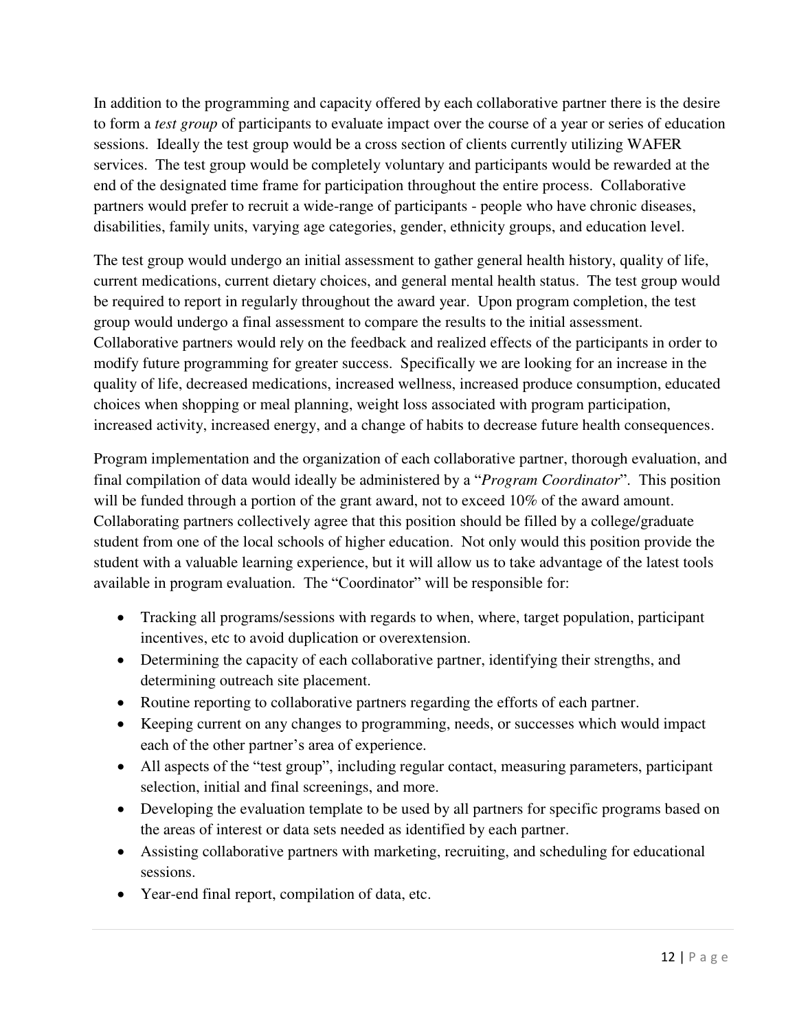In addition to the programming and capacity offered by each collaborative partner there is the desire to form a *test group* of participants to evaluate impact over the course of a year or series of education sessions. Ideally the test group would be a cross section of clients currently utilizing WAFER services. The test group would be completely voluntary and participants would be rewarded at the end of the designated time frame for participation throughout the entire process. Collaborative partners would prefer to recruit a wide-range of participants - people who have chronic diseases, disabilities, family units, varying age categories, gender, ethnicity groups, and education level.

The test group would undergo an initial assessment to gather general health history, quality of life, current medications, current dietary choices, and general mental health status. The test group would be required to report in regularly throughout the award year. Upon program completion, the test group would undergo a final assessment to compare the results to the initial assessment. Collaborative partners would rely on the feedback and realized effects of the participants in order to modify future programming for greater success. Specifically we are looking for an increase in the quality of life, decreased medications, increased wellness, increased produce consumption, educated choices when shopping or meal planning, weight loss associated with program participation, increased activity, increased energy, and a change of habits to decrease future health consequences.

Program implementation and the organization of each collaborative partner, thorough evaluation, and final compilation of data would ideally be administered by a "*Program Coordinator*". This position will be funded through a portion of the grant award, not to exceed 10% of the award amount. Collaborating partners collectively agree that this position should be filled by a college/graduate student from one of the local schools of higher education. Not only would this position provide the student with a valuable learning experience, but it will allow us to take advantage of the latest tools available in program evaluation. The "Coordinator" will be responsible for:

- Tracking all programs/sessions with regards to when, where, target population, participant incentives, etc to avoid duplication or overextension.
- Determining the capacity of each collaborative partner, identifying their strengths, and determining outreach site placement.
- Routine reporting to collaborative partners regarding the efforts of each partner.
- Keeping current on any changes to programming, needs, or successes which would impact each of the other partner's area of experience.
- All aspects of the "test group", including regular contact, measuring parameters, participant selection, initial and final screenings, and more.
- Developing the evaluation template to be used by all partners for specific programs based on the areas of interest or data sets needed as identified by each partner.
- Assisting collaborative partners with marketing, recruiting, and scheduling for educational sessions.
- Year-end final report, compilation of data, etc.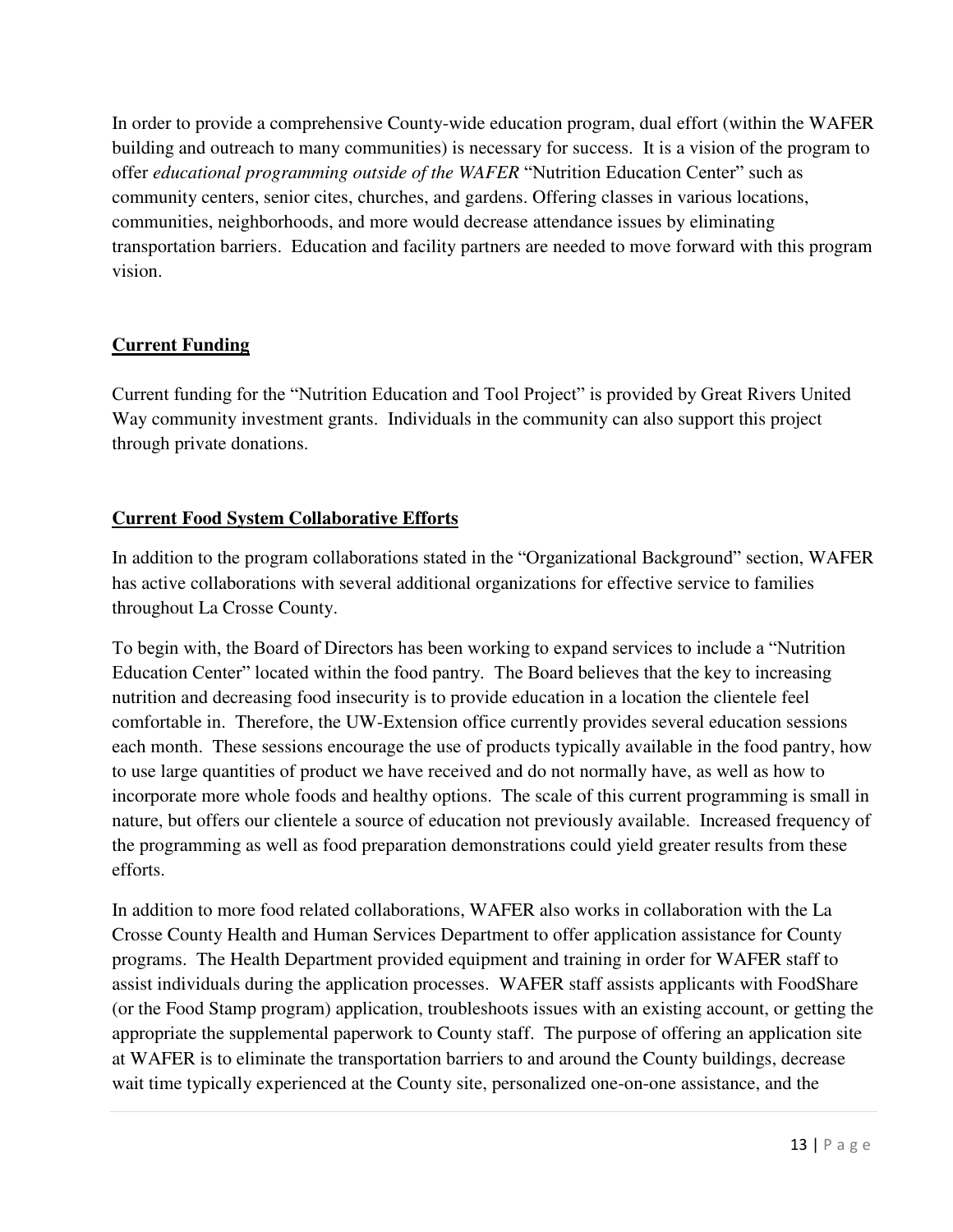In order to provide a comprehensive County-wide education program, dual effort (within the WAFER building and outreach to many communities) is necessary for success. It is a vision of the program to offer *educational programming outside of the WAFER* "Nutrition Education Center" such as community centers, senior cites, churches, and gardens. Offering classes in various locations, communities, neighborhoods, and more would decrease attendance issues by eliminating transportation barriers. Education and facility partners are needed to move forward with this program vision.

## **<u>Current Funding</u>**

Current funding for the "Nutrition Education and Tool Project" is provided by Great Rivers United Way community investment grants. Individuals in the community can also support this project through private donations.

## **<u>Current Food System Collaborative Efforts</u>**

In addition to the program collaborations stated in the "Organizational Background" section, WAFER has active collaborations with several additional organizations for effective service to families throughout La Crosse County.

To begin with, the Board of Directors has been working to expand services to include a "Nutrition Education Center" located within the food pantry. The Board believes that the key to increasing nutrition and decreasing food insecurity is to provide education in a location the clientele feel comfortable in. Therefore, the UW-Extension office currently provides several education sessions each month. These sessions encourage the use of products typically available in the food pantry, how to use large quantities of product we have received and do not normally have, as well as how to incorporate more whole foods and healthy options. The scale of this current programming is small in nature, but offers our clientele a source of education not previously available. Increased frequency of the programming as well as food preparation demonstrations could yield greater results from these efforts.

In addition to more food related collaborations, WAFER also works in collaboration with the La Crosse County Health and Human Services Department to offer application assistance for County programs. The Health Department provided equipment and training in order for WAFER staff to assist individuals during the application processes. WAFER staff assists applicants with FoodShare (or the Food Stamp program) application, troubleshoots issues with an existing account, or getting the appropriate the supplemental paperwork to County staff. The purpose of offering an application site at WAFER is to eliminate the transportation barriers to and around the County buildings, decrease wait time typically experienced at the County site, personalized one-on-one assistance, and the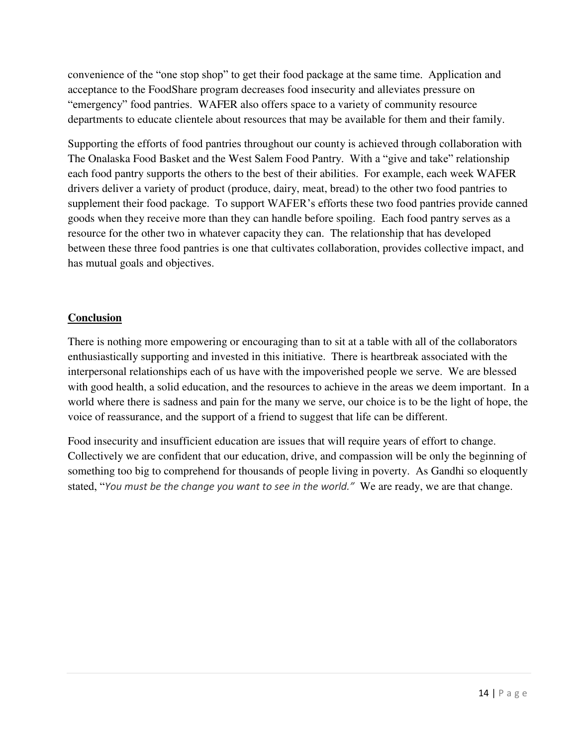convenience of the “one stop shop” to get their food package at the same time. Application and acceptance to the FoodShare program decreases food insecurity and alleviates pressure on “emergency” food pantries. WAFER also offers space to a variety of community resource departments to educate clientele about resources that may be available for them and their family.

Supporting the efforts of food pantries throughout our county is achieved through collaboration with The Onalaska Food Basket and the West Salem Food Pantry. With a “give and take” relationship each food pantry supports the others to the best of their abilities. For example, each week WAFER drivers deliver a variety of product (produce, dairy, meat, bread) to the other two food pantries to supplement their food package. To support WAFER’s efforts these two food pantries provide canned goods when they receive more than they can handle before spoiling. Each food pantry serves as a resource for the other two in whatever capacity they can. The relationship that has developed between these three food pantries is one that cultivates collaboration, provides collective impact, and has mutual goals and objectives.

## Conclusion

There is nothing more empowering or encouraging than to sit at a table with all of the collaborators enthusiastically supporting and invested in this initiative. There is heartbreak associated with the interpersonal relationships each of us have with the impoverished people we serve. We are blessed with good health, a solid education, and the resources to achieve in the areas we deem important. In a world where there is sadness and pain for the many we serve, our choice is to be the light of hope, the voice of reassurance, and the support of a friend to suggest that life can be different.

Food insecurity and insufficient education are issues that will require years of effort to change. Collectively we are confident that our education, drive, and compassion will be only the beginning of something too big to comprehend for thousands of people living in poverty. As Gandhi so eloquently stated, “*You must be the change you want to see in the world.”* We are ready, we are that change.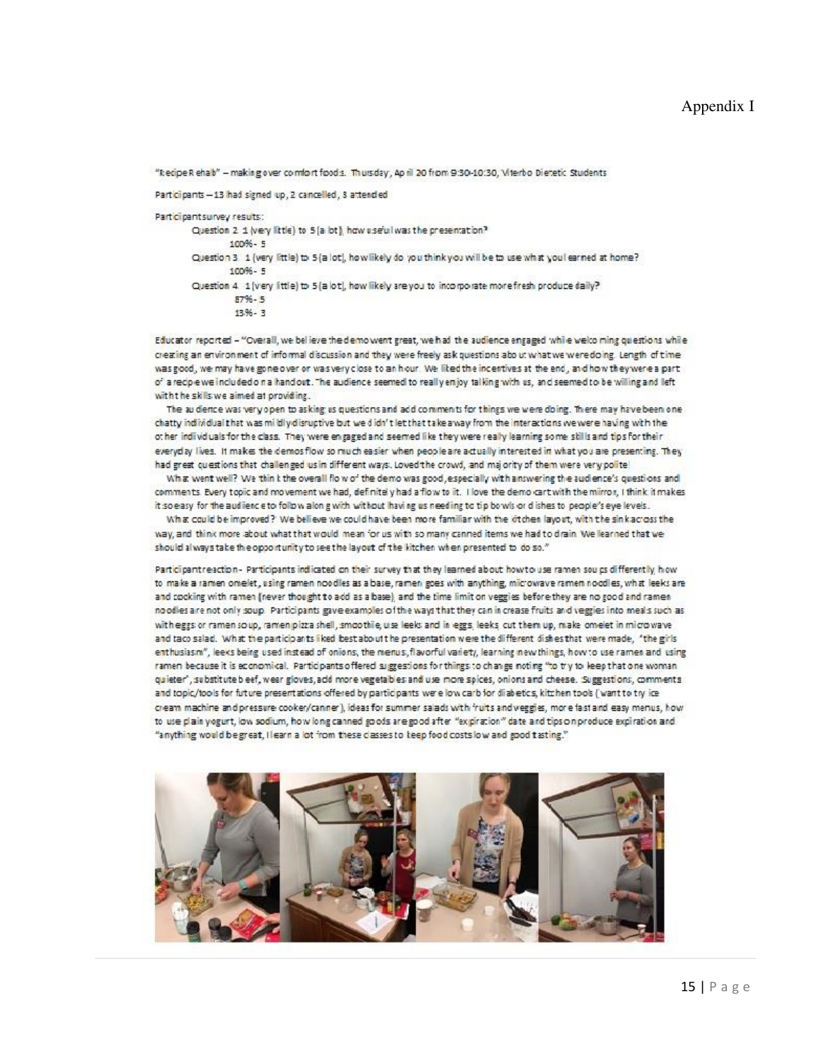# Appendix I

"Recipe Rehab" – making over comfort foods. Thursday, April 20 from 9:30-10:30, Viterbo Dietetic Students

Participants – 13 had signed up, 2 cancelled, 8 attended

Participant survey results:

- Question 2: 1 (very little) to 5 (a lot), how useful was the presentation?
  - 100% - 5
- Question 3: 1 (very little) to 5 (a lot), how likely do you think you will be to use what you learned at home?
  - 100% - 5
- Question 4: 1 (very little) to 5 (a lot), how likely are you to incorporate more fresh produce daily?
  - 87% - 5
  - 13% - 3

Educator reported – "Overall, we believe the demo went great, we had the audience engaged while welcoming questions while creating an environment of informal discussion and they were freely ask questions about what we were doing. Length of time was good, we may have gone over or was very close to an hour. We liked the incentives at the end, and how they were a part of a recipe we included on a handout. The audience seemed to really enjoy talking with us, and seemed to be willing and left with the skills we aimed at providing.

The audience was very open to asking us questions and add comments for things we were doing. There may have been one chatty individual that was mildly disruptive but we didn't let that take away from the interactions we were having with the other individuals for the class. They were engaged and seemed like they were really learning some skills and tips for their everyday lives. It makes the demos flow so much easier when people are actually interested in what you are presenting. They had great questions that challenged us in different ways. Loved the crowd, and majority of them were very polite!

What went well? We think the overall flow of the demo was good, especially with answering the audience's questions and comments. Every topic and movement we had, definitely had a flow to it. I love the demo cart with the mirror, I think it makes it so easy for the audience to follow along with without having us needing to tip bowls or dishes to people's eye levels.

What could be improved? We believe we could have been more familiar with the kitchen layout, with the sink across the way, and think more about what that would mean for us with so many canned items we had to drain. We learned that we should always take the opportunity to see the layout of the kitchen when presented to do so."

Participant reaction - Participants indicated on their survey that they learned about how to use ramen soups differently, how to make a ramen omelet, using ramen noodles as a base, ramen goes with anything, microwave ramen noodles, what leeks are and cooking with ramen (never thought to add as a base), and the time limit on veggies before they are no good and ramen noodles are not only soup. Participants gave examples of the ways that they can increase fruits and veggies into meals such as with eggs or ramen soup, ramen pizza shell, smoothie, use leeks and in eggs, leeks cut them up, make omelet in microwave and taco salad. What the participants liked best about the presentation were the different dishes that were made, "the girls enthusiasm", leeks being used instead of onions, the menus, flavorful variety, learning new things, how to use ramen and using ramen because it is economical. Participants offered suggestions for things to change noting "to try to keep that one woman quieter", substitute beef, wear gloves, add more vegetables and use more spices, onions and cheese. Suggestions, comments and topic/tools for future presentations offered by participants were low carb for diabetics, kitchen tools ("want to try ice cream machine and pressure cooker/canner), ideas for summer salads with fruits and veggies, more fast and easy menus, how to use plain yogurt, low sodium, how long canned goods are good after "expiration" date and tips on produce expiration and "anything would be great, I learn a lot from these classes to keep food costs low and good tasting."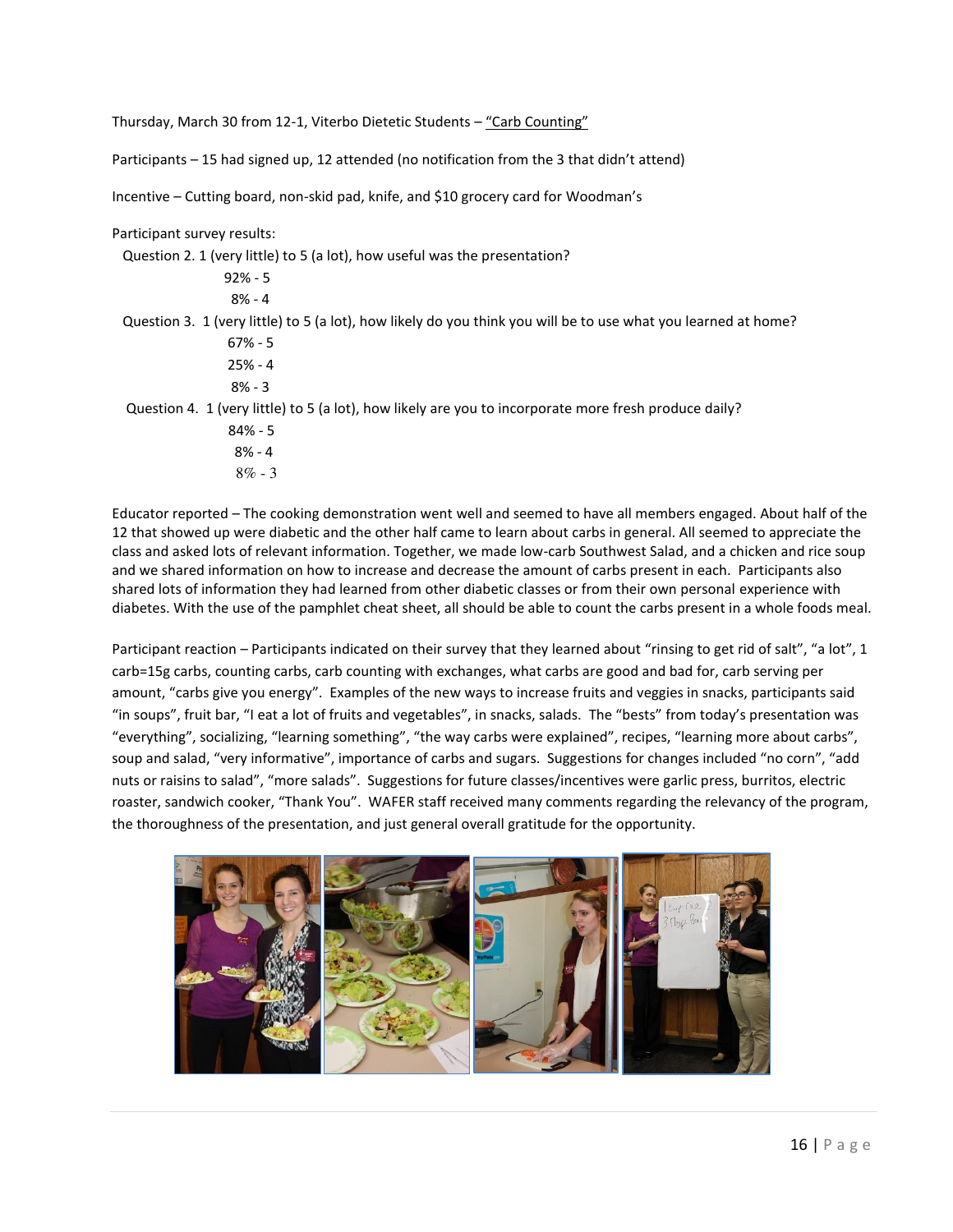Thursday, March 30 from 12-1, Viterbo Dietetic Students – <u>"Carb Counting"</u>

Participants – 15 had signed up, 12 attended (no notification from the 3 that didn't attend)

Incentive – Cutting board, non-skid pad, knife, and $10 grocery card for Woodman's

Participant survey results:

Question 2. 1 (very little) to 5 (a lot), how useful was the presentation?

- 92% - 5
- 8% - 4

Question 3. 1 (very little) to 5 (a lot), how likely do you think you will be to use what you learned at home?

- 67% - 5
- 25% - 4
- 8% - 3

Question 4. 1 (very little) to 5 (a lot), how likely are you to incorporate more fresh produce daily?

- 84% - 5
- 8% - 4
- 8% - 3

Educator reported – The cooking demonstration went well and seemed to have all members engaged. About half of the 12 that showed up were diabetic and the other half came to learn about carbs in general. All seemed to appreciate the class and asked lots of relevant information. Together, we made low-carb Southwest Salad, and a chicken and rice soup and we shared information on how to increase and decrease the amount of carbs present in each. Participants also shared lots of information they had learned from other diabetic classes or from their own personal experience with diabetes. With the use of the pamphlet cheat sheet, all should be able to count the carbs present in a whole foods meal.

Participant reaction – Participants indicated on their survey that they learned about "rinsing to get rid of salt", "a lot", 1 carb=15g carbs, counting carbs, carb counting with exchanges, what carbs are good and bad for, carb serving per amount, "carbs give you energy". Examples of the new ways to increase fruits and veggies in snacks, participants said "in soups", fruit bar, "I eat a lot of fruits and vegetables", in snacks, salads. The "bests" from today's presentation was "everything", socializing, "learning something", "the way carbs were explained", recipes, "learning more about carbs", soup and salad, "very informative", importance of carbs and sugars. Suggestions for changes included "no corn", "add nuts or raisins to salad", "more salads". Suggestions for future classes/incentives were garlic press, burritos, electric roaster, sandwich cooker, "Thank You". WAFER staff received many comments regarding the relevancy of the program, the thoroughness of the presentation, and just general overall gratitude for the opportunity.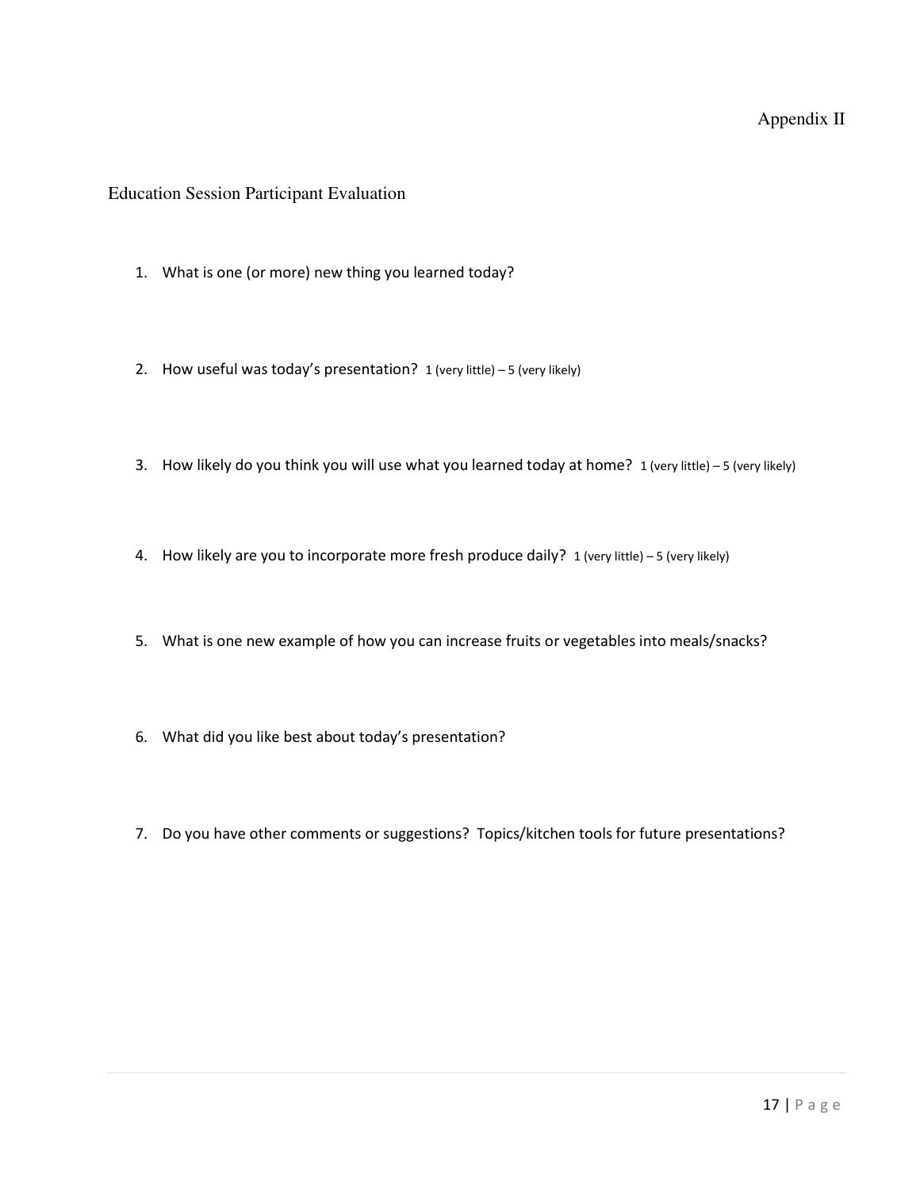Appendix II

## Education Session Participant Evaluation

1. What is one (or more) new thing you learned today?

2. How useful was today's presentation? 1 (very little) – 5 (very likely)

3. How likely do you think you will use what you learned today at home? 1 (very little) – 5 (very likely)

4. How likely are you to incorporate more fresh produce daily? 1 (very little) – 5 (very likely)

5. What is one new example of how you can increase fruits or vegetables into meals/snacks?

6. What did you like best about today's presentation?

7. Do you have other comments or suggestions? Topics/kitchen tools for future presentations?